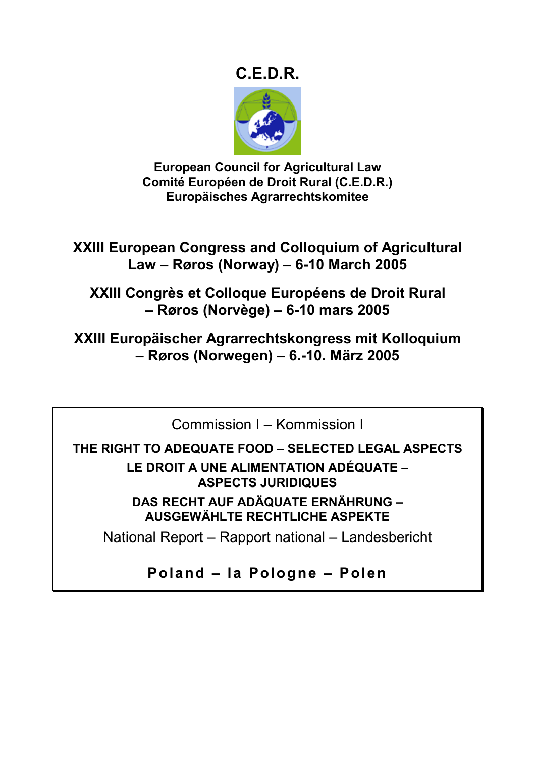# C.E.D.R.

**European Council for Agricultural Law**
**Comité Européen de Droit Rural (C.E.D.R.)**
**Europäisches Agrarrechtskomitee**

## XXIII European Congress and Colloquium of Agricultural Law – Røros (Norway) – 6-10 March 2005

## XXIII Congrès et Colloque Européens de Droit Rural – Røros (Norvège) – 6-10 mars 2005

## XXIII Europäischer Agrarrechtskongress mit Kolloquium – Røros (Norwegen) – 6.-10. März 2005

Commission I – Kommission I

**THE RIGHT TO ADEQUATE FOOD – SELECTED LEGAL ASPECTS**

**LE DROIT A UNE ALIMENTATION ADÉQUATE – ASPECTS JURIDIQUES**

**DAS RECHT AUF ADÄQUATE ERNÄHRUNG – AUSGEWÄHLTE RECHTLICHE ASPEKTE**

National Report – Rapport national – Landesbericht

**Poland – la Pologne – Polen**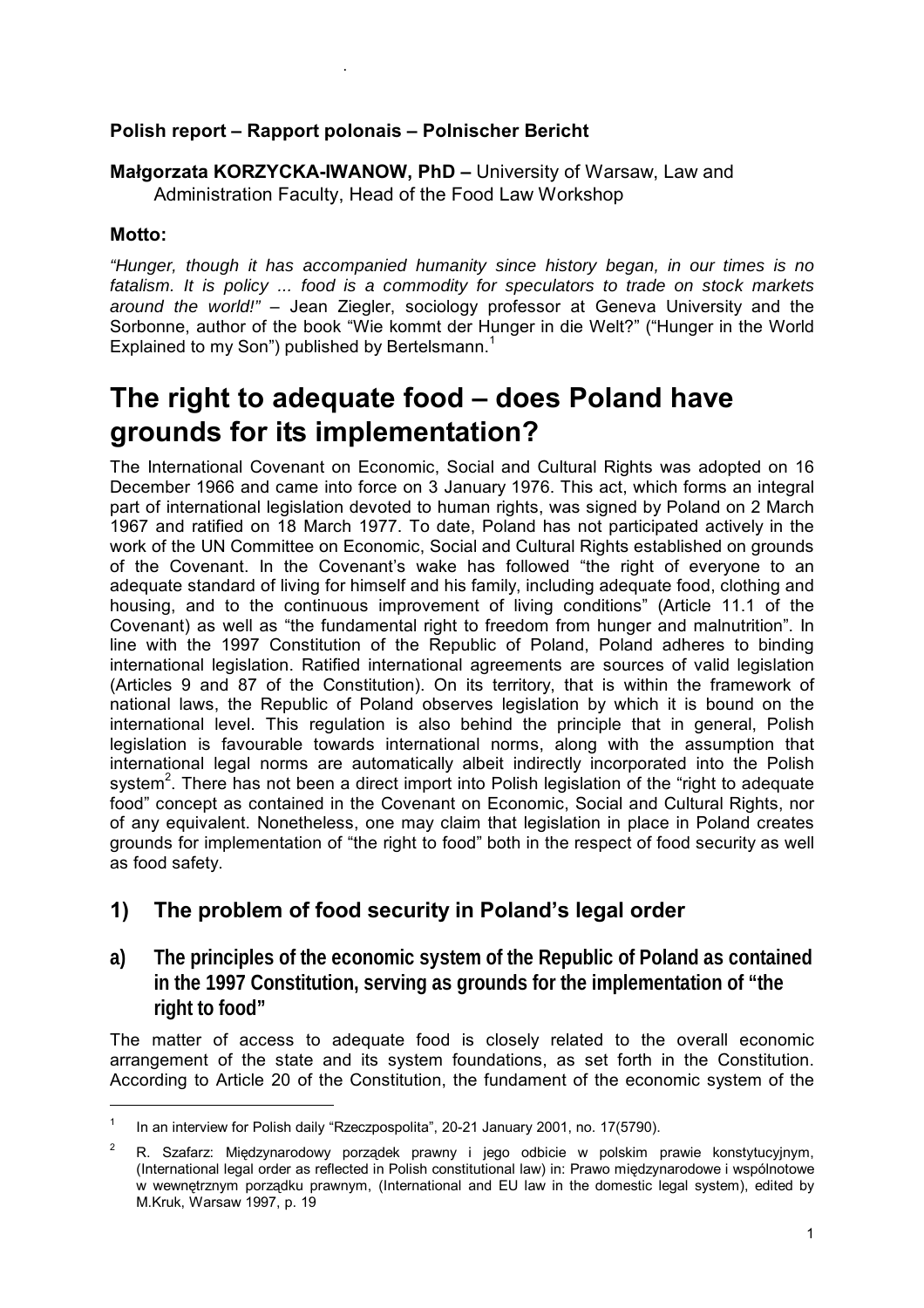**Polish report – Rapport polonais – Polnischer Bericht**

**Małgorzata KORZYCKA-IWANOW, PhD –** University of Warsaw, Law and Administration Faculty, Head of the Food Law Workshop

**Motto:**

*"Hunger, though it has accompanied humanity since history began, in our times is no fatalism. It is policy ... food is a commodity for speculators to trade on stock markets around the world!"* – Jean Ziegler, sociology professor at Geneva University and the Sorbonne, author of the book "Wie kommt der Hunger in die Welt?" ("Hunger in the World Explained to my Son") published by Bertelsmann.[1]

# The right to adequate food – does Poland have grounds for its implementation?

The International Covenant on Economic, Social and Cultural Rights was adopted on 16 December 1966 and came into force on 3 January 1976. This act, which forms an integral part of international legislation devoted to human rights, was signed by Poland on 2 March 1967 and ratified on 18 March 1977. To date, Poland has not participated actively in the work of the UN Committee on Economic, Social and Cultural Rights established on grounds of the Covenant. In the Covenant's wake has followed "the right of everyone to an adequate standard of living for himself and his family, including adequate food, clothing and housing, and to the continuous improvement of living conditions" (Article 11.1 of the Covenant) as well as "the fundamental right to freedom from hunger and malnutrition". In line with the 1997 Constitution of the Republic of Poland, Poland adheres to binding international legislation. Ratified international agreements are sources of valid legislation (Articles 9 and 87 of the Constitution). On its territory, that is within the framework of national laws, the Republic of Poland observes legislation by which it is bound on the international level. This regulation is also behind the principle that in general, Polish legislation is favourable towards international norms, along with the assumption that international legal norms are automatically albeit indirectly incorporated into the Polish system[2]. There has not been a direct import into Polish legislation of the "right to adequate food" concept as contained in the Covenant on Economic, Social and Cultural Rights, nor of any equivalent. Nonetheless, one may claim that legislation in place in Poland creates grounds for implementation of "the right to food" both in the respect of food security as well as food safety.

## 1) The problem of food security in Poland's legal order

### a) The principles of the economic system of the Republic of Poland as contained in the 1997 Constitution, serving as grounds for the implementation of "the right to food"

The matter of access to adequate food is closely related to the overall economic arrangement of the state and its system foundations, as set forth in the Constitution. According to Article 20 of the Constitution, the fundament of the economic system of the

---

[1] In an interview for Polish daily "Rzeczpospolita", 20-21 January 2001, no. 17(5790).

[2] R. Szafarz: Międzynarodowy porządek prawny i jego odbicie w polskim prawie konstytucyjnym, (International legal order as reflected in Polish constitutional law) in: Prawo międzynarodowe i wspólnotowe w wewnętrznym porządku prawnym, (International and EU law in the domestic legal system), edited by M.Kruk, Warsaw 1997, p. 19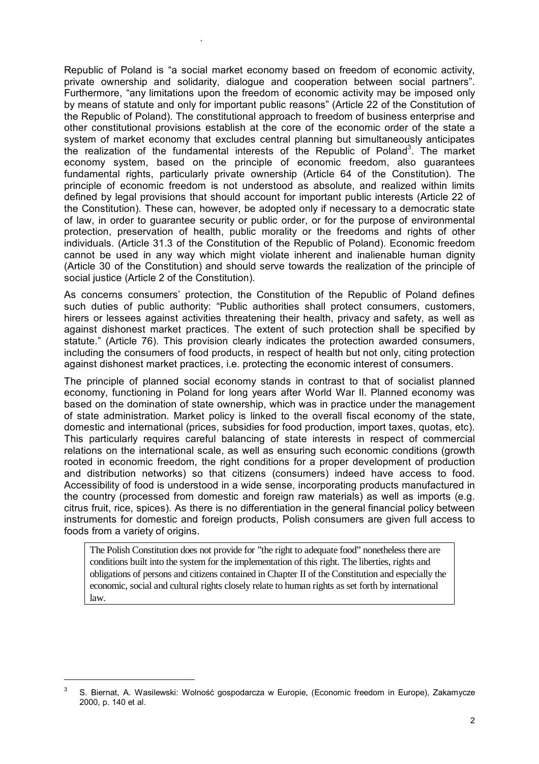Republic of Poland is “a social market economy based on freedom of economic activity, private ownership and solidarity, dialogue and cooperation between social partners”. Furthermore, “any limitations upon the freedom of economic activity may be imposed only by means of statute and only for important public reasons” (Article 22 of the Constitution of the Republic of Poland). The constitutional approach to freedom of business enterprise and other constitutional provisions establish at the core of the economic order of the state a system of market economy that excludes central planning but simultaneously anticipates the realization of the fundamental interests of the Republic of Poland[3]. The market economy system, based on the principle of economic freedom, also guarantees fundamental rights, particularly private ownership (Article 64 of the Constitution). The principle of economic freedom is not understood as absolute, and realized within limits defined by legal provisions that should account for important public interests (Article 22 of the Constitution). These can, however, be adopted only if necessary to a democratic state of law, in order to guarantee security or public order, or for the purpose of environmental protection, preservation of health, public morality or the freedoms and rights of other individuals. (Article 31.3 of the Constitution of the Republic of Poland). Economic freedom cannot be used in any way which might violate inherent and inalienable human dignity (Article 30 of the Constitution) and should serve towards the realization of the principle of social justice (Article 2 of the Constitution).

As concerns consumers' protection, the Constitution of the Republic of Poland defines such duties of public authority: “Public authorities shall protect consumers, customers, hirers or lessees against activities threatening their health, privacy and safety, as well as against dishonest market practices. The extent of such protection shall be specified by statute.” (Article 76). This provision clearly indicates the protection awarded consumers, including the consumers of food products, in respect of health but not only, citing protection against dishonest market practices, i.e. protecting the economic interest of consumers.

The principle of planned social economy stands in contrast to that of socialist planned economy, functioning in Poland for long years after World War II. Planned economy was based on the domination of state ownership, which was in practice under the management of state administration. Market policy is linked to the overall fiscal economy of the state, domestic and international (prices, subsidies for food production, import taxes, quotas, etc). This particularly requires careful balancing of state interests in respect of commercial relations on the international scale, as well as ensuring such economic conditions (growth rooted in economic freedom, the right conditions for a proper development of production and distribution networks) so that citizens (consumers) indeed have access to food. Accessibility of food is understood in a wide sense, incorporating products manufactured in the country (processed from domestic and foreign raw materials) as well as imports (e.g. citrus fruit, rice, spices). As there is no differentiation in the general financial policy between instruments for domestic and foreign products, Polish consumers are given full access to foods from a variety of origins.

> The Polish Constitution does not provide for ”the right to adequate food” nonetheless there are conditions built into the system for the implementation of this right. The liberties, rights and obligations of persons and citizens contained in Chapter II of the Constitution and especially the economic, social and cultural rights closely relate to human rights as set forth by international law.

---

[3] S. Biernat, A. Wasilewski: Wolność gospodarcza w Europie, (Economic freedom in Europe), Zakamycze 2000, p. 140 et al.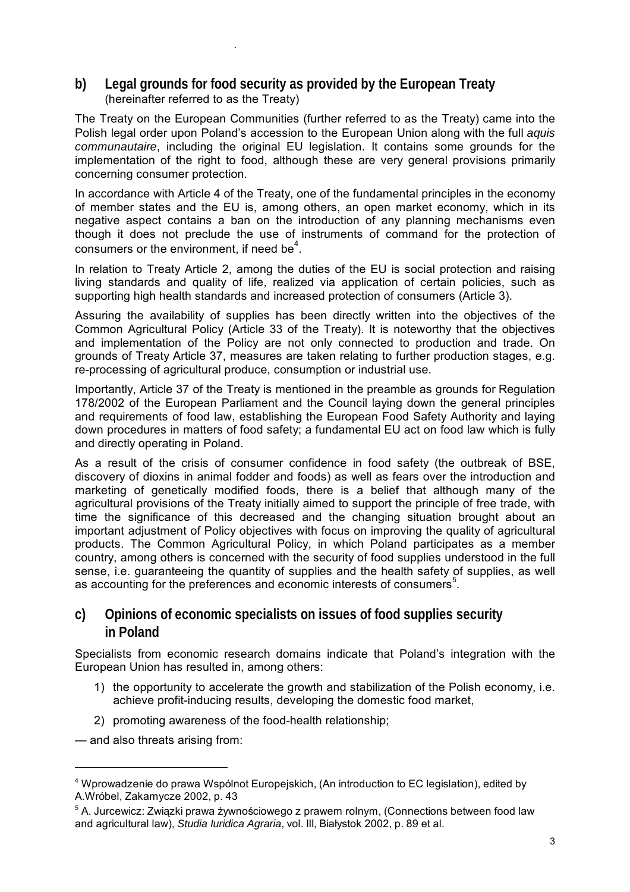## b) Legal grounds for food security as provided by the European Treaty

(hereinafter referred to as the Treaty)

The Treaty on the European Communities (further referred to as the Treaty) came into the Polish legal order upon Poland's accession to the European Union along with the full *aquis communautaire*, including the original EU legislation. It contains some grounds for the implementation of the right to food, although these are very general provisions primarily concerning consumer protection.

In accordance with Article 4 of the Treaty, one of the fundamental principles in the economy of member states and the EU is, among others, an open market economy, which in its negative aspect contains a ban on the introduction of any planning mechanisms even though it does not preclude the use of instruments of command for the protection of consumers or the environment, if need be[4].

In relation to Treaty Article 2, among the duties of the EU is social protection and raising living standards and quality of life, realized via application of certain policies, such as supporting high health standards and increased protection of consumers (Article 3).

Assuring the availability of supplies has been directly written into the objectives of the Common Agricultural Policy (Article 33 of the Treaty). It is noteworthy that the objectives and implementation of the Policy are not only connected to production and trade. On grounds of Treaty Article 37, measures are taken relating to further production stages, e.g. re-processing of agricultural produce, consumption or industrial use.

Importantly, Article 37 of the Treaty is mentioned in the preamble as grounds for Regulation 178/2002 of the European Parliament and the Council laying down the general principles and requirements of food law, establishing the European Food Safety Authority and laying down procedures in matters of food safety; a fundamental EU act on food law which is fully and directly operating in Poland.

As a result of the crisis of consumer confidence in food safety (the outbreak of BSE, discovery of dioxins in animal fodder and foods) as well as fears over the introduction and marketing of genetically modified foods, there is a belief that although many of the agricultural provisions of the Treaty initially aimed to support the principle of free trade, with time the significance of this decreased and the changing situation brought about an important adjustment of Policy objectives with focus on improving the quality of agricultural products. The Common Agricultural Policy, in which Poland participates as a member country, among others is concerned with the security of food supplies understood in the full sense, i.e. guaranteeing the quantity of supplies and the health safety of supplies, as well as accounting for the preferences and economic interests of consumers[5].

## c) Opinions of economic specialists on issues of food supplies security in Poland

Specialists from economic research domains indicate that Poland's integration with the European Union has resulted in, among others:

1) the opportunity to accelerate the growth and stabilization of the Polish economy, i.e. achieve profit-inducing results, developing the domestic food market,
2) promoting awareness of the food-health relationship;

— and also threats arising from:

---

[4] Wprowadzenie do prawa Wspólnot Europejskich, (An introduction to EC legislation), edited by A.Wróbel, Zakamycze 2002, p. 43

[5] A. Jurcewicz: Związki prawa żywnościowego z prawem rolnym, (Connections between food law and agricultural law), *Studia Iuridica Agraria*, vol. III, Białystok 2002, p. 89 et al.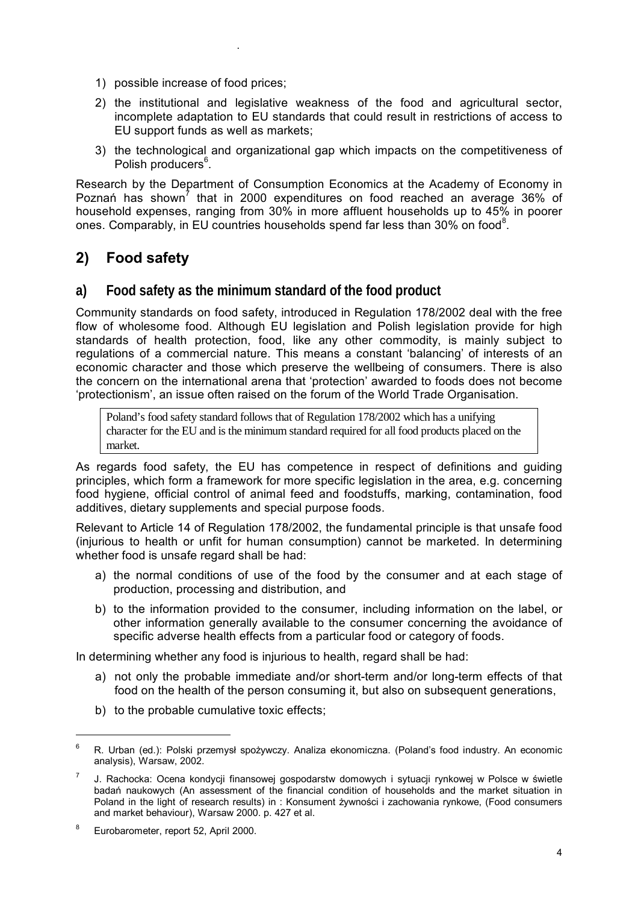1) possible increase of food prices;
2) the institutional and legislative weakness of the food and agricultural sector, incomplete adaptation to EU standards that could result in restrictions of access to EU support funds as well as markets;
3) the technological and organizational gap which impacts on the competitiveness of Polish producers[6].

Research by the Department of Consumption Economics at the Academy of Economy in Poznań has shown[7] that in 2000 expenditures on food reached an average 36% of household expenses, ranging from 30% in more affluent households up to 45% in poorer ones. Comparably, in EU countries households spend far less than 30% on food[8].

## 2) Food safety

### a) Food safety as the minimum standard of the food product

Community standards on food safety, introduced in Regulation 178/2002 deal with the free flow of wholesome food. Although EU legislation and Polish legislation provide for high standards of health protection, food, like any other commodity, is mainly subject to regulations of a commercial nature. This means a constant 'balancing' of interests of an economic character and those which preserve the wellbeing of consumers. There is also the concern on the international arena that 'protection' awarded to foods does not become 'protectionism', an issue often raised on the forum of the World Trade Organisation.

> Poland's food safety standard follows that of Regulation 178/2002 which has a unifying character for the EU and is the minimum standard required for all food products placed on the market.

As regards food safety, the EU has competence in respect of definitions and guiding principles, which form a framework for more specific legislation in the area, e.g. concerning food hygiene, official control of animal feed and foodstuffs, marking, contamination, food additives, dietary supplements and special purpose foods.

Relevant to Article 14 of Regulation 178/2002, the fundamental principle is that unsafe food (injurious to health or unfit for human consumption) cannot be marketed. In determining whether food is unsafe regard shall be had:

a) the normal conditions of use of the food by the consumer and at each stage of production, processing and distribution, and
b) to the information provided to the consumer, including information on the label, or other information generally available to the consumer concerning the avoidance of specific adverse health effects from a particular food or category of foods.

In determining whether any food is injurious to health, regard shall be had:

a) not only the probable immediate and/or short-term and/or long-term effects of that food on the health of the person consuming it, but also on subsequent generations,
b) to the probable cumulative toxic effects;

---

[6] R. Urban (ed.): Polski przemysł spożywczy. Analiza ekonomiczna. (Poland's food industry. An economic analysis), Warsaw, 2002.

[7] J. Rachocka: Ocena kondycji finansowej gospodarstw domowych i sytuacji rynkowej w Polsce w świetle badań naukowych (An assessment of the financial condition of households and the market situation in Poland in the light of research results) in : Konsument żywności i zachowania rynkowe, (Food consumers and market behaviour), Warsaw 2000. p. 427 et al.

[8] Eurobarometer, report 52, April 2000.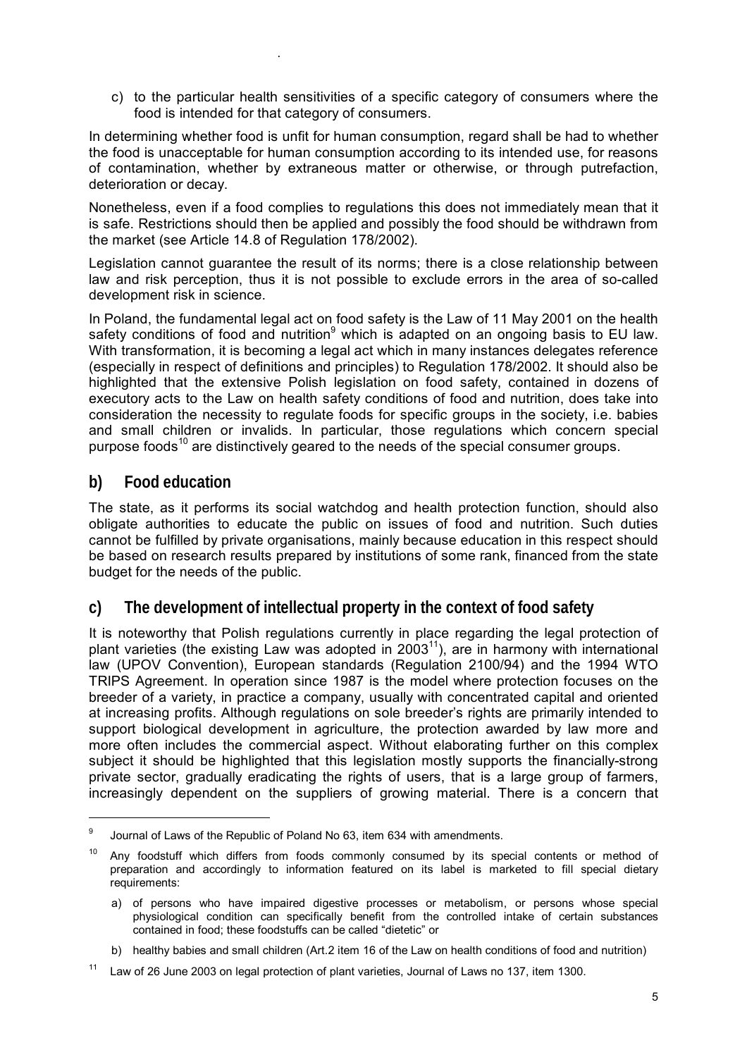c) to the particular health sensitivities of a specific category of consumers where the food is intended for that category of consumers.

In determining whether food is unfit for human consumption, regard shall be had to whether the food is unacceptable for human consumption according to its intended use, for reasons of contamination, whether by extraneous matter or otherwise, or through putrefaction, deterioration or decay.

Nonetheless, even if a food complies to regulations this does not immediately mean that it is safe. Restrictions should then be applied and possibly the food should be withdrawn from the market (see Article 14.8 of Regulation 178/2002).

Legislation cannot guarantee the result of its norms; there is a close relationship between law and risk perception, thus it is not possible to exclude errors in the area of so-called development risk in science.

In Poland, the fundamental legal act on food safety is the Law of 11 May 2001 on the health safety conditions of food and nutrition[9] which is adapted on an ongoing basis to EU law. With transformation, it is becoming a legal act which in many instances delegates reference (especially in respect of definitions and principles) to Regulation 178/2002. It should also be highlighted that the extensive Polish legislation on food safety, contained in dozens of executory acts to the Law on health safety conditions of food and nutrition, does take into consideration the necessity to regulate foods for specific groups in the society, i.e. babies and small children or invalids. In particular, those regulations which concern special purpose foods[10] are distinctively geared to the needs of the special consumer groups.

## b) Food education

The state, as it performs its social watchdog and health protection function, should also obligate authorities to educate the public on issues of food and nutrition. Such duties cannot be fulfilled by private organisations, mainly because education in this respect should be based on research results prepared by institutions of some rank, financed from the state budget for the needs of the public.

## c) The development of intellectual property in the context of food safety

It is noteworthy that Polish regulations currently in place regarding the legal protection of plant varieties (the existing Law was adopted in 2003[11]), are in harmony with international law (UPOV Convention), European standards (Regulation 2100/94) and the 1994 WTO TRIPS Agreement. In operation since 1987 is the model where protection focuses on the breeder of a variety, in practice a company, usually with concentrated capital and oriented at increasing profits. Although regulations on sole breeder's rights are primarily intended to support biological development in agriculture, the protection awarded by law more and more often includes the commercial aspect. Without elaborating further on this complex subject it should be highlighted that this legislation mostly supports the financially-strong private sector, gradually eradicating the rights of users, that is a large group of farmers, increasingly dependent on the suppliers of growing material. There is a concern that

---

[9] Journal of Laws of the Republic of Poland No 63, item 634 with amendments.

[10] Any foodstuff which differs from foods commonly consumed by its special contents or method of preparation and accordingly to information featured on its label is marketed to fill special dietary requirements:

a) of persons who have impaired digestive processes or metabolism, or persons whose special physiological condition can specifically benefit from the controlled intake of certain substances contained in food; these foodstuffs can be called "dietetic" or

b) healthy babies and small children (Art.2 item 16 of the Law on health conditions of food and nutrition)

[11] Law of 26 June 2003 on legal protection of plant varieties, Journal of Laws no 137, item 1300.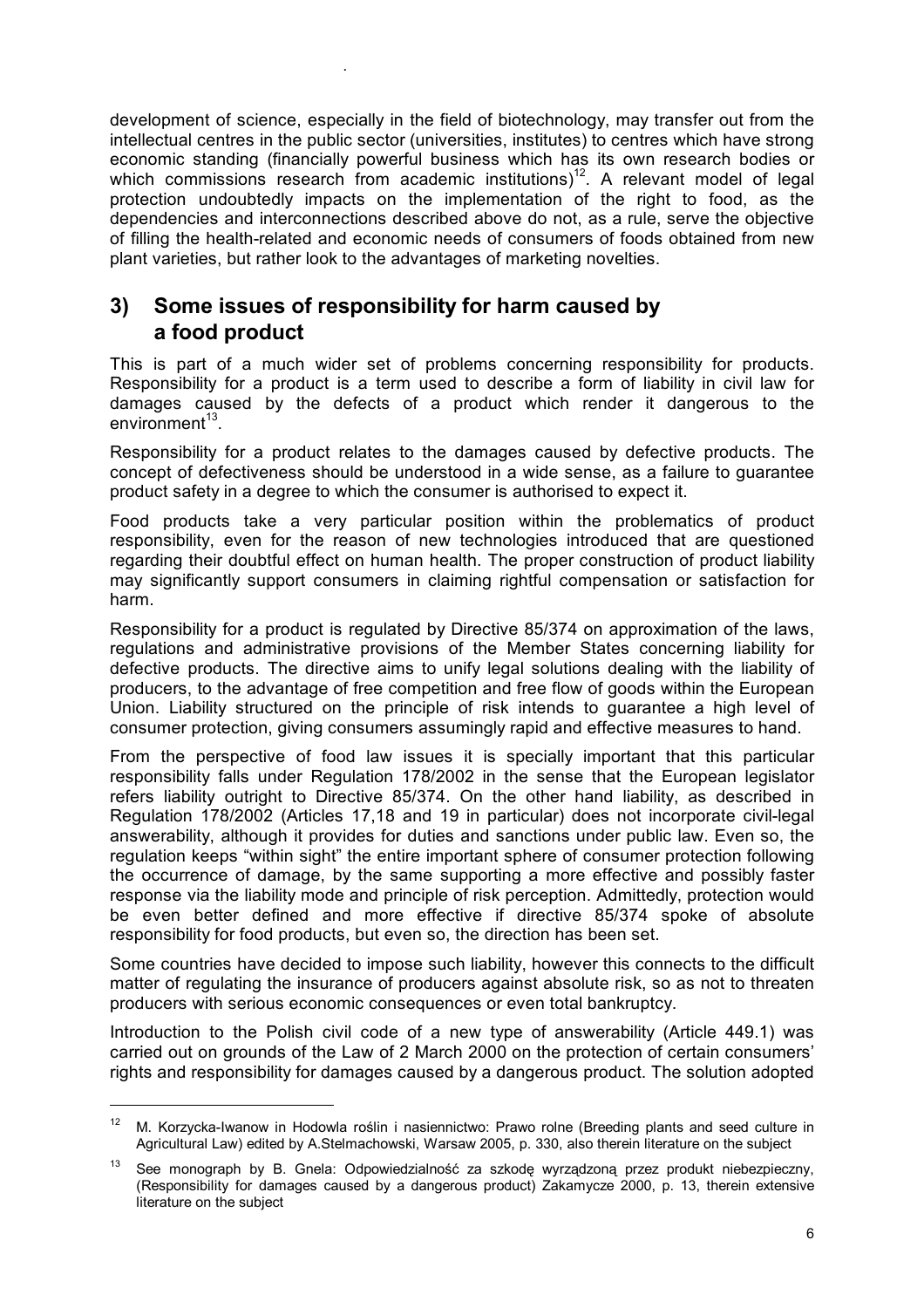development of science, especially in the field of biotechnology, may transfer out from the intellectual centres in the public sector (universities, institutes) to centres which have strong economic standing (financially powerful business which has its own research bodies or which commissions research from academic institutions)[12]. A relevant model of legal protection undoubtedly impacts on the implementation of the right to food, as the dependencies and interconnections described above do not, as a rule, serve the objective of filling the health-related and economic needs of consumers of foods obtained from new plant varieties, but rather look to the advantages of marketing novelties.

## 3) Some issues of responsibility for harm caused by a food product

This is part of a much wider set of problems concerning responsibility for products. Responsibility for a product is a term used to describe a form of liability in civil law for damages caused by the defects of a product which render it dangerous to the environment[13].

Responsibility for a product relates to the damages caused by defective products. The concept of defectiveness should be understood in a wide sense, as a failure to guarantee product safety in a degree to which the consumer is authorised to expect it.

Food products take a very particular position within the problematics of product responsibility, even for the reason of new technologies introduced that are questioned regarding their doubtful effect on human health. The proper construction of product liability may significantly support consumers in claiming rightful compensation or satisfaction for harm.

Responsibility for a product is regulated by Directive 85/374 on approximation of the laws, regulations and administrative provisions of the Member States concerning liability for defective products. The directive aims to unify legal solutions dealing with the liability of producers, to the advantage of free competition and free flow of goods within the European Union. Liability structured on the principle of risk intends to guarantee a high level of consumer protection, giving consumers assumingly rapid and effective measures to hand.

From the perspective of food law issues it is specially important that this particular responsibility falls under Regulation 178/2002 in the sense that the European legislator refers liability outright to Directive 85/374. On the other hand liability, as described in Regulation 178/2002 (Articles 17,18 and 19 in particular) does not incorporate civil-legal answerability, although it provides for duties and sanctions under public law. Even so, the regulation keeps "within sight" the entire important sphere of consumer protection following the occurrence of damage, by the same supporting a more effective and possibly faster response via the liability mode and principle of risk perception. Admittedly, protection would be even better defined and more effective if directive 85/374 spoke of absolute responsibility for food products, but even so, the direction has been set.

Some countries have decided to impose such liability, however this connects to the difficult matter of regulating the insurance of producers against absolute risk, so as not to threaten producers with serious economic consequences or even total bankruptcy.

Introduction to the Polish civil code of a new type of answerability (Article 449.1) was carried out on grounds of the Law of 2 March 2000 on the protection of certain consumers' rights and responsibility for damages caused by a dangerous product. The solution adopted

---

[12] M. Korzycka-Iwanow in Hodowla roślin i nasiennictwo: Prawo rolne (Breeding plants and seed culture in Agricultural Law) edited by A.Stelmachowski, Warsaw 2005, p. 330, also therein literature on the subject

[13] See monograph by B. Gnela: Odpowiedzialność za szkodę wyrządzoną przez produkt niebezpieczny, (Responsibility for damages caused by a dangerous product) Zakamycze 2000, p. 13, therein extensive literature on the subject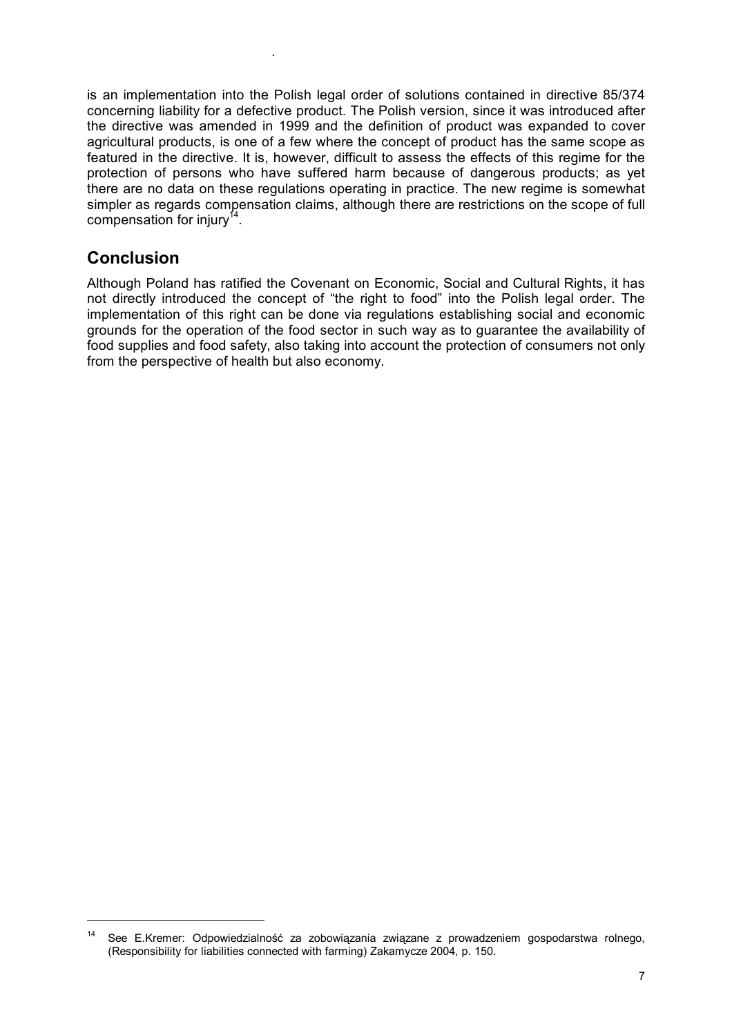is an implementation into the Polish legal order of solutions contained in directive 85/374 concerning liability for a defective product. The Polish version, since it was introduced after the directive was amended in 1999 and the definition of product was expanded to cover agricultural products, is one of a few where the concept of product has the same scope as featured in the directive. It is, however, difficult to assess the effects of this regime for the protection of persons who have suffered harm because of dangerous products; as yet there are no data on these regulations operating in practice. The new regime is somewhat simpler as regards compensation claims, although there are restrictions on the scope of full compensation for injury[14].

## Conclusion

Although Poland has ratified the Covenant on Economic, Social and Cultural Rights, it has not directly introduced the concept of "the right to food" into the Polish legal order. The implementation of this right can be done via regulations establishing social and economic grounds for the operation of the food sector in such way as to guarantee the availability of food supplies and food safety, also taking into account the protection of consumers not only from the perspective of health but also economy.

---

[14] See E.Kremer: Odpowiedzialność za zobowiązania związane z prowadzeniem gospodarstwa rolnego, (Responsibility for liabilities connected with farming) Zakamycze 2004, p. 150.